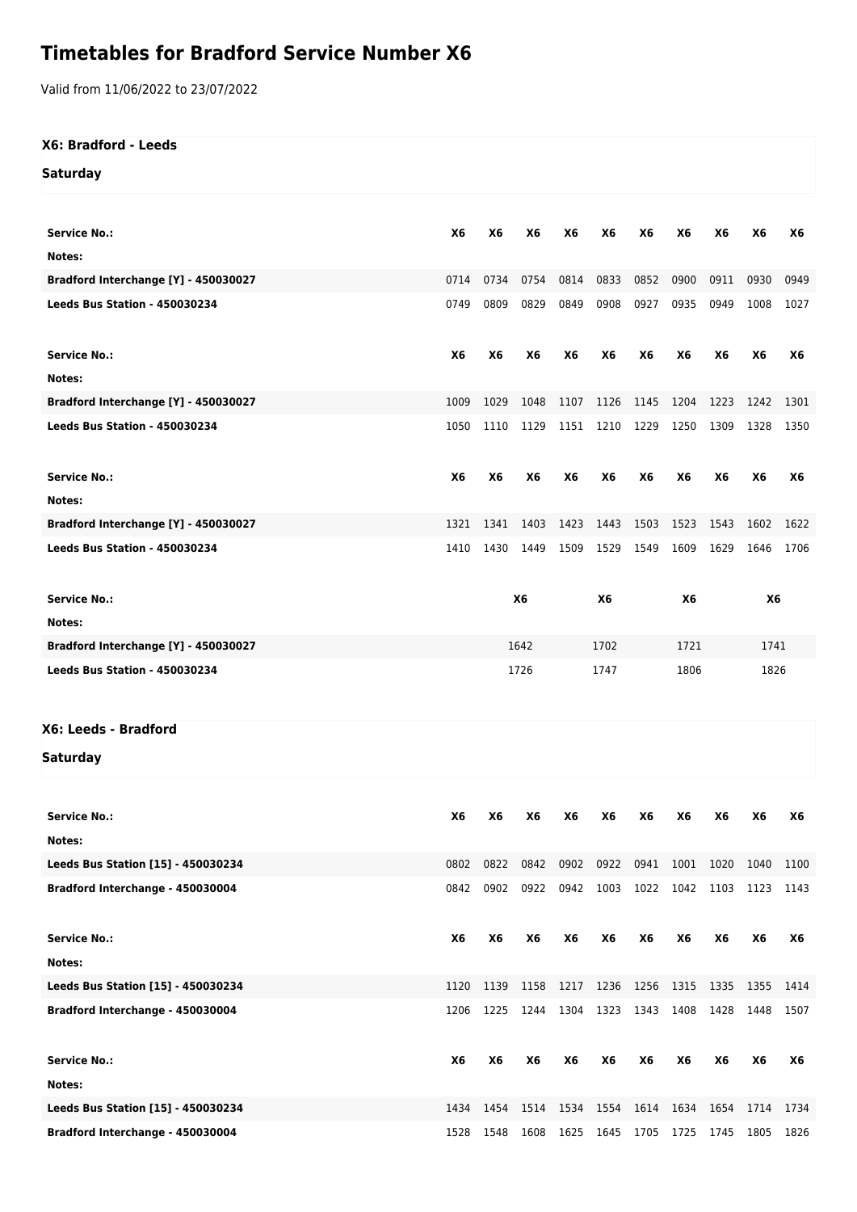# Timetables for Bradford Service Number X6

Valid from 11/06/2022 to 23/07/2022

## X6: Bradford - Leeds

### Saturday

| Service No.: | X6 | X6 | X6 | X6 | X6 | X6 | X6 | X6 | X6 | X6 |
|---|---|---|---|---|---|---|---|---|---|---|
| Notes: | | | | | | | | | | |
| Bradford Interchange [Y] - 450030027 | 0714 | 0734 | 0754 | 0814 | 0833 | 0852 | 0900 | 0911 | 0930 | 0949 |
| Leeds Bus Station - 450030234 | 0749 | 0809 | 0829 | 0849 | 0908 | 0927 | 0935 | 0949 | 1008 | 1027 |

| Service No.: | X6 | X6 | X6 | X6 | X6 | X6 | X6 | X6 | X6 | X6 |
|---|---|---|---|---|---|---|---|---|---|---|
| Notes: | | | | | | | | | | |
| Bradford Interchange [Y] - 450030027 | 1009 | 1029 | 1048 | 1107 | 1126 | 1145 | 1204 | 1223 | 1242 | 1301 |
| Leeds Bus Station - 450030234 | 1050 | 1110 | 1129 | 1151 | 1210 | 1229 | 1250 | 1309 | 1328 | 1350 |

| Service No.: | X6 | X6 | X6 | X6 | X6 | X6 | X6 | X6 | X6 | X6 |
|---|---|---|---|---|---|---|---|---|---|---|
| Notes: | | | | | | | | | | |
| Bradford Interchange [Y] - 450030027 | 1321 | 1341 | 1403 | 1423 | 1443 | 1503 | 1523 | 1543 | 1602 | 1622 |
| Leeds Bus Station - 450030234 | 1410 | 1430 | 1449 | 1509 | 1529 | 1549 | 1609 | 1629 | 1646 | 1706 |

| Service No.: | X6 | X6 | X6 | X6 |
|---|---|---|---|---|
| Notes: | | | | |
| Bradford Interchange [Y] - 450030027 | 1642 | 1702 | 1721 | 1741 |
| Leeds Bus Station - 450030234 | 1726 | 1747 | 1806 | 1826 |

## X6: Leeds - Bradford

### Saturday

| Service No.: | X6 | X6 | X6 | X6 | X6 | X6 | X6 | X6 | X6 | X6 |
|---|---|---|---|---|---|---|---|---|---|---|
| Notes: | | | | | | | | | | |
| Leeds Bus Station [15] - 450030234 | 0802 | 0822 | 0842 | 0902 | 0922 | 0941 | 1001 | 1020 | 1040 | 1100 |
| Bradford Interchange - 450030004 | 0842 | 0902 | 0922 | 0942 | 1003 | 1022 | 1042 | 1103 | 1123 | 1143 |

| Service No.: | X6 | X6 | X6 | X6 | X6 | X6 | X6 | X6 | X6 | X6 |
|---|---|---|---|---|---|---|---|---|---|---|
| Notes: | | | | | | | | | | |
| Leeds Bus Station [15] - 450030234 | 1120 | 1139 | 1158 | 1217 | 1236 | 1256 | 1315 | 1335 | 1355 | 1414 |
| Bradford Interchange - 450030004 | 1206 | 1225 | 1244 | 1304 | 1323 | 1343 | 1408 | 1428 | 1448 | 1507 |

| Service No.: | X6 | X6 | X6 | X6 | X6 | X6 | X6 | X6 | X6 | X6 |
|---|---|---|---|---|---|---|---|---|---|---|
| Notes: | | | | | | | | | | |
| Leeds Bus Station [15] - 450030234 | 1434 | 1454 | 1514 | 1534 | 1554 | 1614 | 1634 | 1654 | 1714 | 1734 |
| Bradford Interchange - 450030004 | 1528 | 1548 | 1608 | 1625 | 1645 | 1705 | 1725 | 1745 | 1805 | 1826 |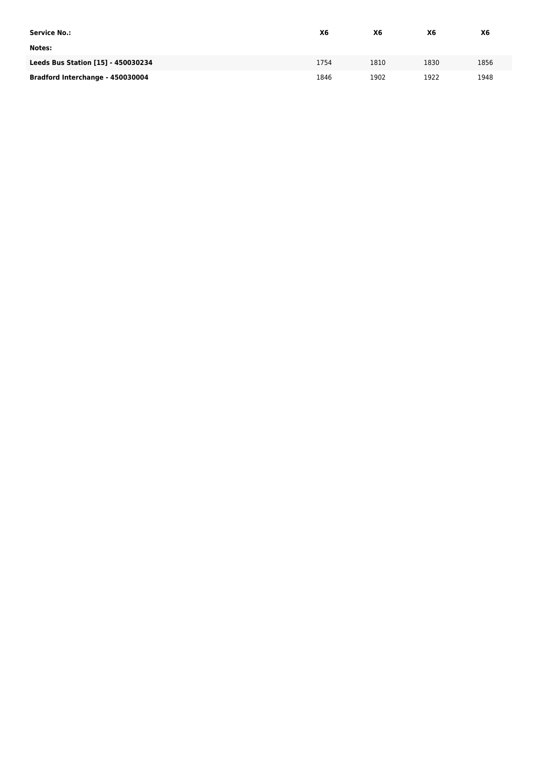| Service No.: | X6 | X6 | X6 | X6 |
| --- | --- | --- | --- | --- |
| Notes: | | | | |
| Leeds Bus Station [15] - 450030234 | 1754 | 1810 | 1830 | 1856 |
| Bradford Interchange - 450030004 | 1846 | 1902 | 1922 | 1948 |